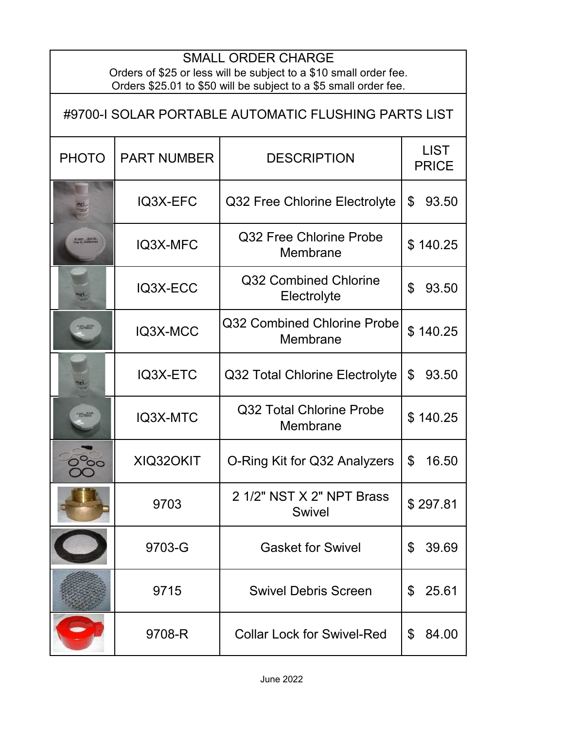## SMALL ORDER CHARGE

Orders of $25 or less will be subject to a $10 small order fee.
Orders $25.01 to $50 will be subject to a $5 small order fee.

## #9700-I SOLAR PORTABLE AUTOMATIC FLUSHING PARTS LIST

| PHOTO | PART NUMBER | DESCRIPTION | LIST PRICE |
|---|---|---|---|
| | IQ3X-EFC | Q32 Free Chlorine Electrolyte | $ 93.50 |
| | IQ3X-MFC | Q32 Free Chlorine Probe Membrane | $ 140.25 |
| | IQ3X-ECC | Q32 Combined Chlorine Electrolyte | $ 93.50 |
| | IQ3X-MCC | Q32 Combined Chlorine Probe Membrane | $ 140.25 |
| | IQ3X-ETC | Q32 Total Chlorine Electrolyte | $ 93.50 |
| | IQ3X-MTC | Q32 Total Chlorine Probe Membrane | $ 140.25 |
| | XIQ32OKIT | O-Ring Kit for Q32 Analyzers | $ 16.50 |
| | 9703 | 2 1/2" NST X 2" NPT Brass Swivel | $ 297.81 |
| | 9703-G | Gasket for Swivel | $ 39.69 |
| | 9715 | Swivel Debris Screen | $ 25.61 |
| | 9708-R | Collar Lock for Swivel-Red | $ 84.00 |

June 2022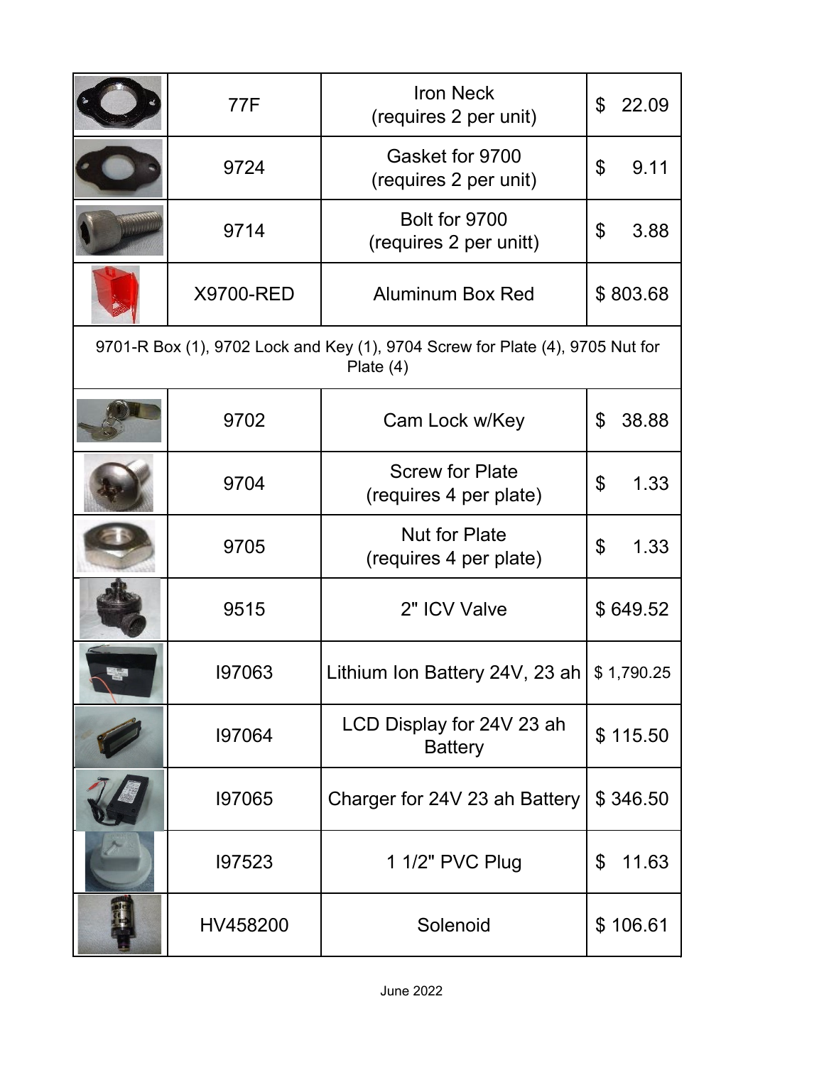| | | | |
|---|---|---|---|
| | 77F | Iron Neck (requires 2 per unit) | $ 22.09 |
| | 9724 | Gasket for 9700 (requires 2 per unit) | $ 9.11 |
| | 9714 | Bolt for 9700 (requires 2 per unitt) | $ 3.88 |
| | X9700-RED | Aluminum Box Red | $ 803.68 |
| 9701-R Box (1), 9702 Lock and Key (1), 9704 Screw for Plate (4), 9705 Nut for Plate (4) | | | |
| | 9702 | Cam Lock w/Key | $ 38.88 |
| | 9704 | Screw for Plate (requires 4 per plate) | $ 1.33 |
| | 9705 | Nut for Plate (requires 4 per plate) | $ 1.33 |
| | 9515 | 2" ICV Valve | $ 649.52 |
| | I97063 | Lithium Ion Battery 24V, 23 ah | $ 1,790.25 |
| | I97064 | LCD Display for 24V 23 ah Battery | $ 115.50 |
| | I97065 | Charger for 24V 23 ah Battery | $ 346.50 |
| | I97523 | 1 1/2" PVC Plug | $ 11.63 |
| | HV458200 | Solenoid | $ 106.61 |

June 2022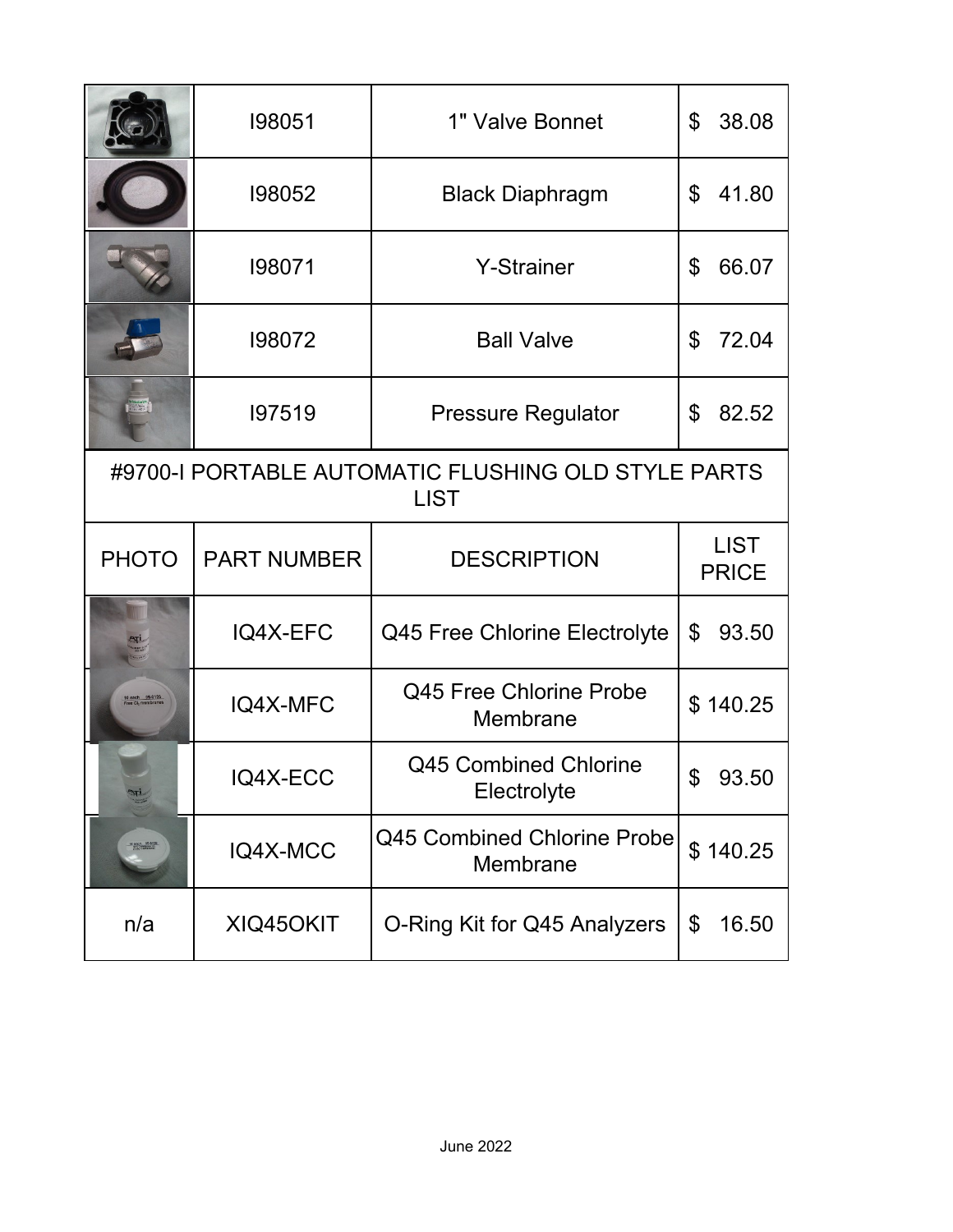| | | | |
|---|---|---|---|
| | I98051 | 1" Valve Bonnet | $ 38.08 |
| | I98052 | Black Diaphragm | $ 41.80 |
| | I98071 | Y-Strainer | $ 66.07 |
| | I98072 | Ball Valve | $ 72.04 |
| | I97519 | Pressure Regulator | $ 82.52 |

## #9700-I PORTABLE AUTOMATIC FLUSHING OLD STYLE PARTS LIST

| PHOTO | PART NUMBER | DESCRIPTION | LIST PRICE |
|---|---|---|---|
| | IQ4X-EFC | Q45 Free Chlorine Electrolyte | $ 93.50 |
| | IQ4X-MFC | Q45 Free Chlorine Probe Membrane | $ 140.25 |
| | IQ4X-ECC | Q45 Combined Chlorine Electrolyte | $ 93.50 |
| | IQ4X-MCC | Q45 Combined Chlorine Probe Membrane | $ 140.25 |
| n/a | XIQ45OKIT | O-Ring Kit for Q45 Analyzers | $ 16.50 |

June 2022